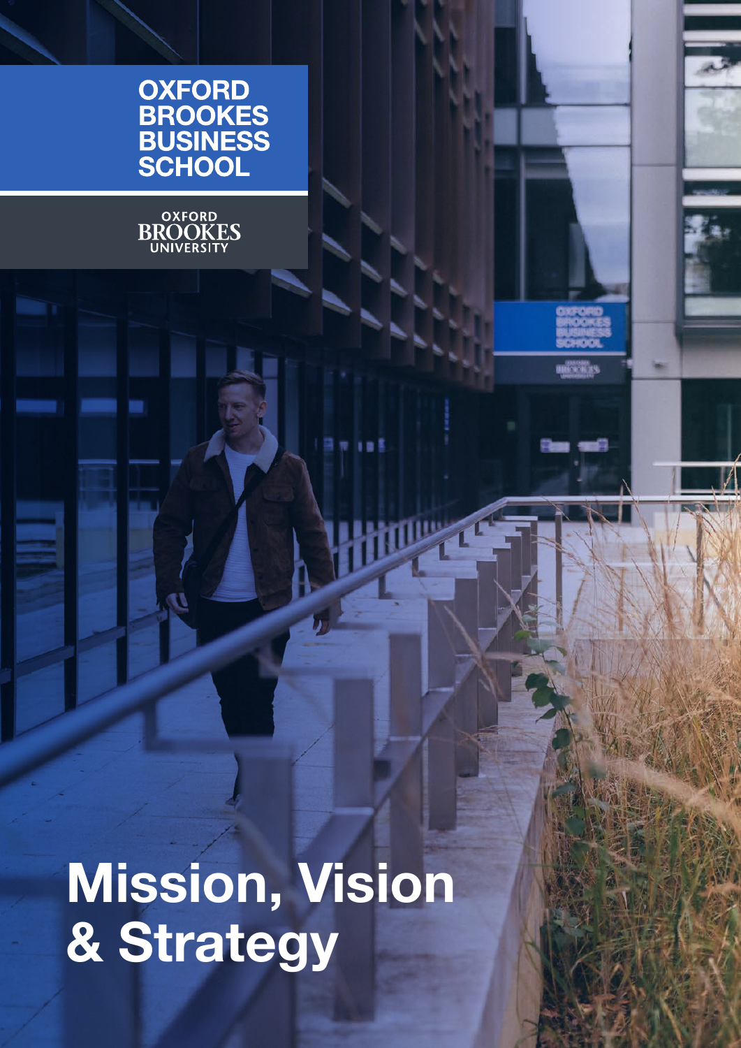OXFORD BROOKES BUSINESS SCHOOL

OXFORD BROOKES UNIVERSITY

# Mission, Vision & Strategy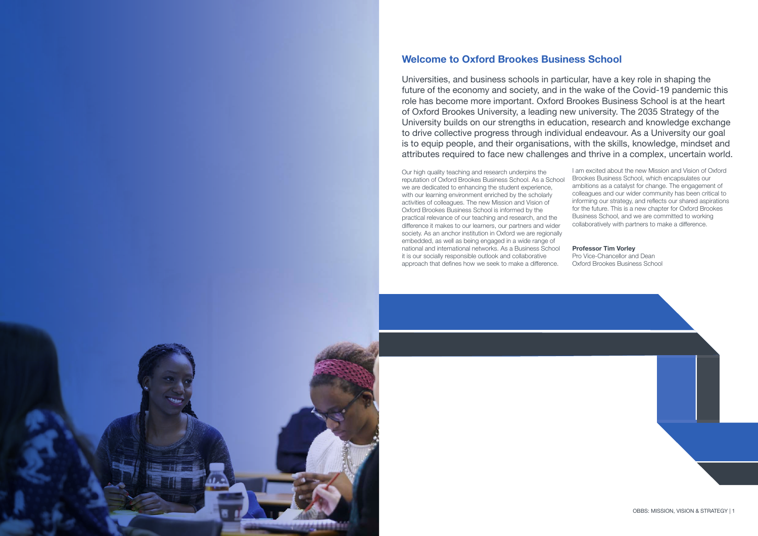## Welcome to Oxford Brookes Business School

Universities, and business schools in particular, have a key role in shaping the future of the economy and society, and in the wake of the Covid-19 pandemic this role has become more important. Oxford Brookes Business School is at the heart of Oxford Brookes University, a leading new university. The 2035 Strategy of the University builds on our strengths in education, research and knowledge exchange to drive collective progress through individual endeavour. As a University our goal is to equip people, and their organisations, with the skills, knowledge, mindset and attributes required to face new challenges and thrive in a complex, uncertain world.

Our high quality teaching and research underpins the reputation of Oxford Brookes Business School. As a School we are dedicated to enhancing the student experience, with our learning environment enriched by the scholarly activities of colleagues. The new Mission and Vision of Oxford Brookes Business School is informed by the practical relevance of our teaching and research, and the difference it makes to our learners, our partners and wider society. As an anchor institution in Oxford we are regionally embedded, as well as being engaged in a wide range of national and international networks. As a Business School it is our socially responsible outlook and collaborative approach that defines how we seek to make a difference.

I am excited about the new Mission and Vision of Oxford Brookes Business School, which encapsulates our ambitions as a catalyst for change. The engagement of colleagues and our wider community has been critical to informing our strategy, and reflects our shared aspirations for the future. This is a new chapter for Oxford Brookes Business School, and we are committed to working collaboratively with partners to make a difference.

**Professor Tim Vorley**
Pro Vice-Chancellor and Dean
Oxford Brookes Business School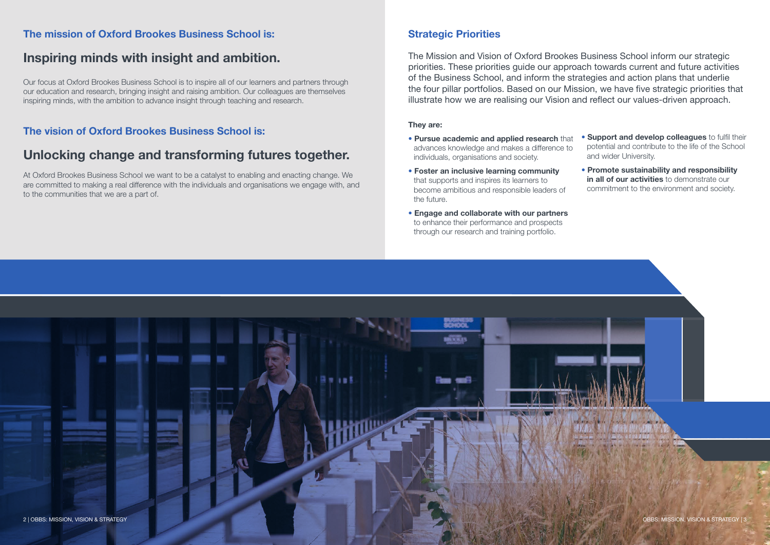## The mission of Oxford Brookes Business School is:

# Inspiring minds with insight and ambition.

Our focus at Oxford Brookes Business School is to inspire all of our learners and partners through our education and research, bringing insight and raising ambition. Our colleagues are themselves inspiring minds, with the ambition to advance insight through teaching and research.

## The vision of Oxford Brookes Business School is:

# Unlocking change and transforming futures together.

At Oxford Brookes Business School we want to be a catalyst to enabling and enacting change. We are committed to making a real difference with the individuals and organisations we engage with, and to the communities that we are a part of.

## Strategic Priorities

The Mission and Vision of Oxford Brookes Business School inform our strategic priorities. These priorities guide our approach towards current and future activities of the Business School, and inform the strategies and action plans that underlie the four pillar portfolios. Based on our Mission, we have five strategic priorities that illustrate how we are realising our Vision and reflect our values-driven approach.

**They are:**

- **Pursue academic and applied research** that advances knowledge and makes a difference to individuals, organisations and society.
- **Foster an inclusive learning community** that supports and inspires its learners to become ambitious and responsible leaders of the future.
- **Engage and collaborate with our partners** to enhance their performance and prospects through our research and training portfolio.
- **Support and develop colleagues** to fulfil their potential and contribute to the life of the School and wider University.
- **Promote sustainability and responsibility in all of our activities** to demonstrate our commitment to the environment and society.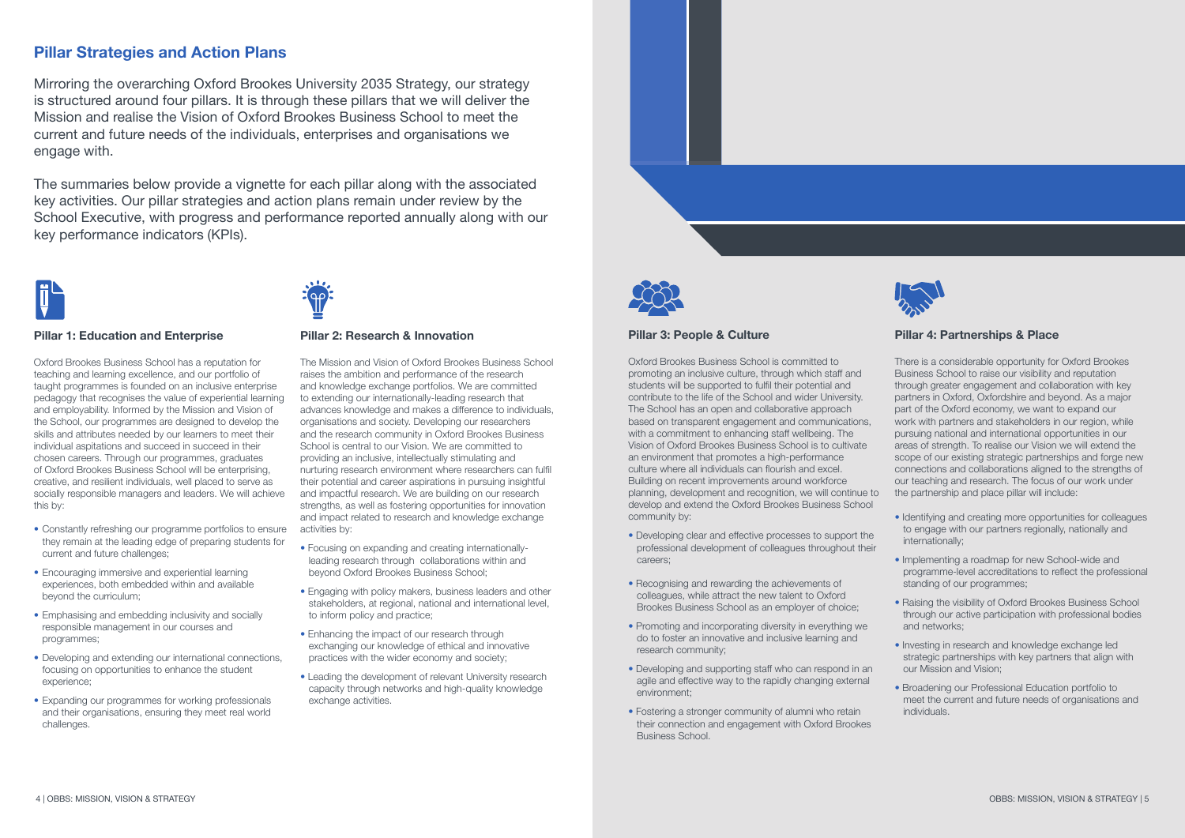## Pillar Strategies and Action Plans

Mirroring the overarching Oxford Brookes University 2035 Strategy, our strategy is structured around four pillars. It is through these pillars that we will deliver the Mission and realise the Vision of Oxford Brookes Business School to meet the current and future needs of the individuals, enterprises and organisations we engage with.

The summaries below provide a vignette for each pillar along with the associated key activities. Our pillar strategies and action plans remain under review by the School Executive, with progress and performance reported annually along with our key performance indicators (KPIs).

### Pillar 1: Education and Enterprise

Oxford Brookes Business School has a reputation for teaching and learning excellence, and our portfolio of taught programmes is founded on an inclusive enterprise pedagogy that recognises the value of experiential learning and employability. Informed by the Mission and Vision of the School, our programmes are designed to develop the skills and attributes needed by our learners to meet their individual aspitations and succeed in succeed in their chosen careers. Through our programmes, graduates of Oxford Brookes Business School will be enterprising, creative, and resilient individuals, well placed to serve as socially responsible managers and leaders. We will achieve this by:

- Constantly refreshing our programme portfolios to ensure they remain at the leading edge of preparing students for current and future challenges;
- Encouraging immersive and experiential learning experiences, both embedded within and available beyond the curriculum;
- Emphasising and embedding inclusivity and socially responsible management in our courses and programmes;
- Developing and extending our international connections, focusing on opportunities to enhance the student experience;
- Expanding our programmes for working professionals and their organisations, ensuring they meet real world challenges.

### Pillar 2: Research & Innovation

The Mission and Vision of Oxford Brookes Business School raises the ambition and performance of the research and knowledge exchange portfolios. We are committed to extending our internationally-leading research that advances knowledge and makes a difference to individuals, organisations and society. Developing our researchers and the research community in Oxford Brookes Business School is central to our Vision. We are committed to providing an inclusive, intellectually stimulating and nurturing research environment where researchers can fulfil their potential and career aspirations in pursuing insightful and impactful research. We are building on our research strengths, as well as fostering opportunities for innovation and impact related to research and knowledge exchange activities by:

- Focusing on expanding and creating internationally-leading research through collaborations within and beyond Oxford Brookes Business School;
- Engaging with policy makers, business leaders and other stakeholders, at regional, national and international level, to inform policy and practice;
- Enhancing the impact of our research through exchanging our knowledge of ethical and innovative practices with the wider economy and society;
- Leading the development of relevant University research capacity through networks and high-quality knowledge exchange activities.

### Pillar 3: People & Culture

Oxford Brookes Business School is committed to promoting an inclusive culture, through which staff and students will be supported to fulfil their potential and contribute to the life of the School and wider University. The School has an open and collaborative approach based on transparent engagement and communications, with a commitment to enhancing staff wellbeing. The Vision of Oxford Brookes Business School is to cultivate an environment that promotes a high-performance culture where all individuals can flourish and excel. Building on recent improvements around workforce planning, development and recognition, we will continue to develop and extend the Oxford Brookes Business School community by:

- Developing clear and effective processes to support the professional development of colleagues throughout their careers;
- Recognising and rewarding the achievements of colleagues, while attract the new talent to Oxford Brookes Business School as an employer of choice;
- Promoting and incorporating diversity in everything we do to foster an innovative and inclusive learning and research community;
- Developing and supporting staff who can respond in an agile and effective way to the rapidly changing external environment;
- Fostering a stronger community of alumni who retain their connection and engagement with Oxford Brookes Business School.

### Pillar 4: Partnerships & Place

There is a considerable opportunity for Oxford Brookes Business School to raise our visibility and reputation through greater engagement and collaboration with key partners in Oxford, Oxfordshire and beyond. As a major part of the Oxford economy, we want to expand our work with partners and stakeholders in our region, while pursuing national and international opportunities in our areas of strength. To realise our Vision we will extend the scope of our existing strategic partnerships and forge new connections and collaborations aligned to the strengths of our teaching and research. The focus of our work under the partnership and place pillar will include:

- Identifying and creating more opportunities for colleagues to engage with our partners regionally, nationally and internationally;
- Implementing a roadmap for new School-wide and programme-level accreditations to reflect the professional standing of our programmes;
- Raising the visibility of Oxford Brookes Business School through our active participation with professional bodies and networks;
- Investing in research and knowledge exchange led strategic partnerships with key partners that align with our Mission and Vision;
- Broadening our Professional Education portfolio to meet the current and future needs of organisations and individuals.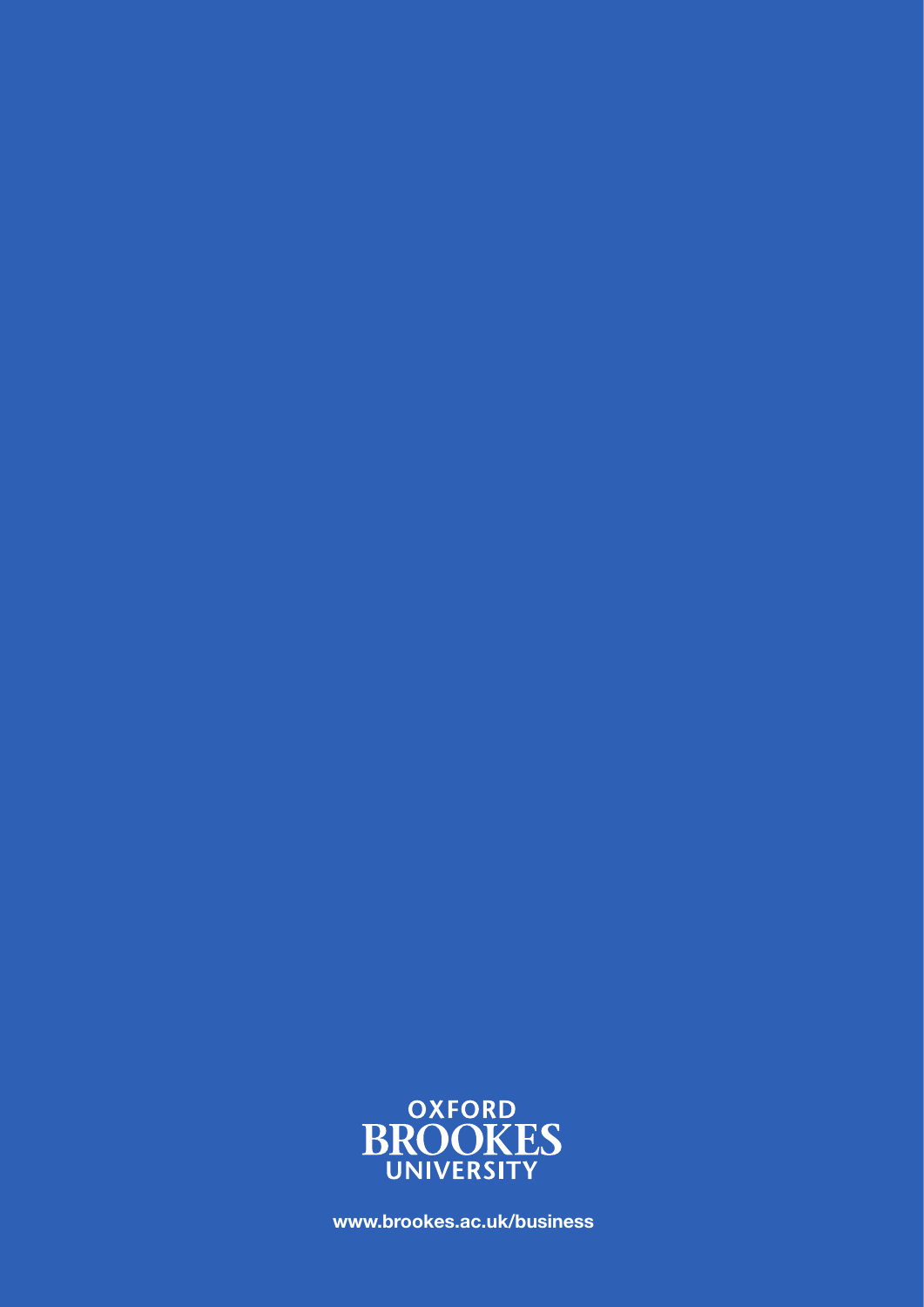OXFORD
BROOKES
UNIVERSITY

www.brookes.ac.uk/business